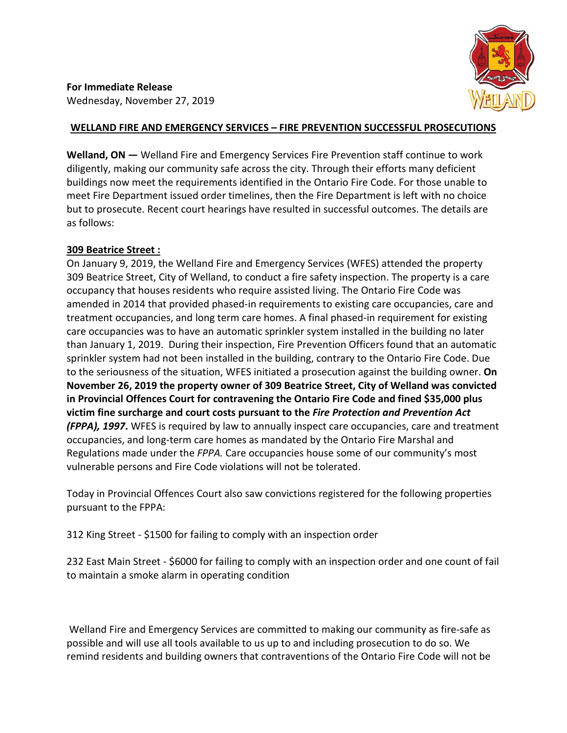**For Immediate Release**
Wednesday, November 27, 2019

## WELLAND FIRE AND EMERGENCY SERVICES – FIRE PREVENTION SUCCESSFUL PROSECUTIONS

**Welland, ON —** Welland Fire and Emergency Services Fire Prevention staff continue to work diligently, making our community safe across the city. Through their efforts many deficient buildings now meet the requirements identified in the Ontario Fire Code. For those unable to meet Fire Department issued order timelines, then the Fire Department is left with no choice but to prosecute. Recent court hearings have resulted in successful outcomes. The details are as follows:

### 309 Beatrice Street :

On January 9, 2019, the Welland Fire and Emergency Services (WFES) attended the property 309 Beatrice Street, City of Welland, to conduct a fire safety inspection. The property is a care occupancy that houses residents who require assisted living. The Ontario Fire Code was amended in 2014 that provided phased-in requirements to existing care occupancies, care and treatment occupancies, and long term care homes. A final phased-in requirement for existing care occupancies was to have an automatic sprinkler system installed in the building no later than January 1, 2019. During their inspection, Fire Prevention Officers found that an automatic sprinkler system had not been installed in the building, contrary to the Ontario Fire Code. Due to the seriousness of the situation, WFES initiated a prosecution against the building owner. **On November 26, 2019 the property owner of 309 Beatrice Street, City of Welland was convicted in Provincial Offences Court for contravening the Ontario Fire Code and fined $35,000 plus victim fine surcharge and court costs pursuant to the *Fire Protection and Prevention Act (FPPA), 1997*.** WFES is required by law to annually inspect care occupancies, care and treatment occupancies, and long-term care homes as mandated by the Ontario Fire Marshal and Regulations made under the *FPPA.* Care occupancies house some of our community's most vulnerable persons and Fire Code violations will not be tolerated.

Today in Provincial Offences Court also saw convictions registered for the following properties pursuant to the FPPA:

312 King Street - $1500 for failing to comply with an inspection order

232 East Main Street - $6000 for failing to comply with an inspection order and one count of fail to maintain a smoke alarm in operating condition

Welland Fire and Emergency Services are committed to making our community as fire-safe as possible and will use all tools available to us up to and including prosecution to do so. We remind residents and building owners that contraventions of the Ontario Fire Code will not be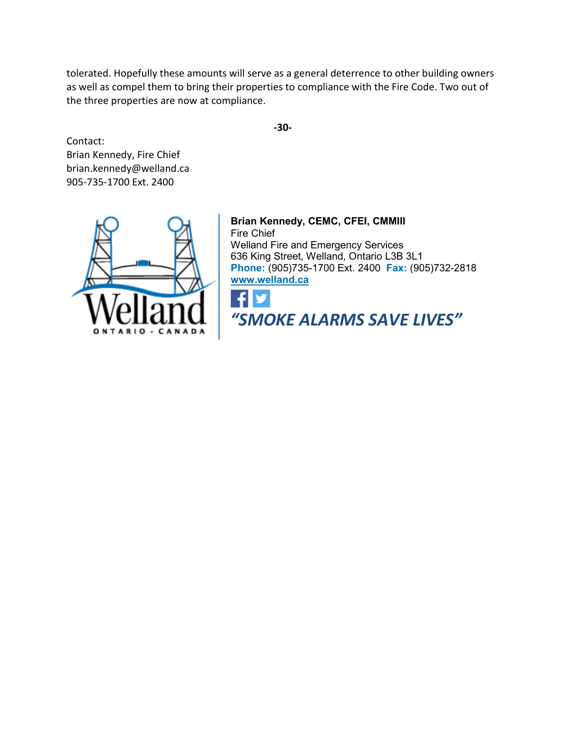tolerated. Hopefully these amounts will serve as a general deterrence to other building owners as well as compel them to bring their properties to compliance with the Fire Code. Two out of the three properties are now at compliance.

**-30-**

Contact:
Brian Kennedy, Fire Chief
brian.kennedy@welland.ca
905-735-1700 Ext. 2400

Welland
ONTARIO • CANADA

**Brian Kennedy, CEMC, CFEI, CMMIII**
Fire Chief
Welland Fire and Emergency Services
636 King Street, Welland, Ontario L3B 3L1
**Phone:** (905)735-1700 Ext. 2400 **Fax:** (905)732-2818
**www.welland.ca**

***"SMOKE ALARMS SAVE LIVES"***